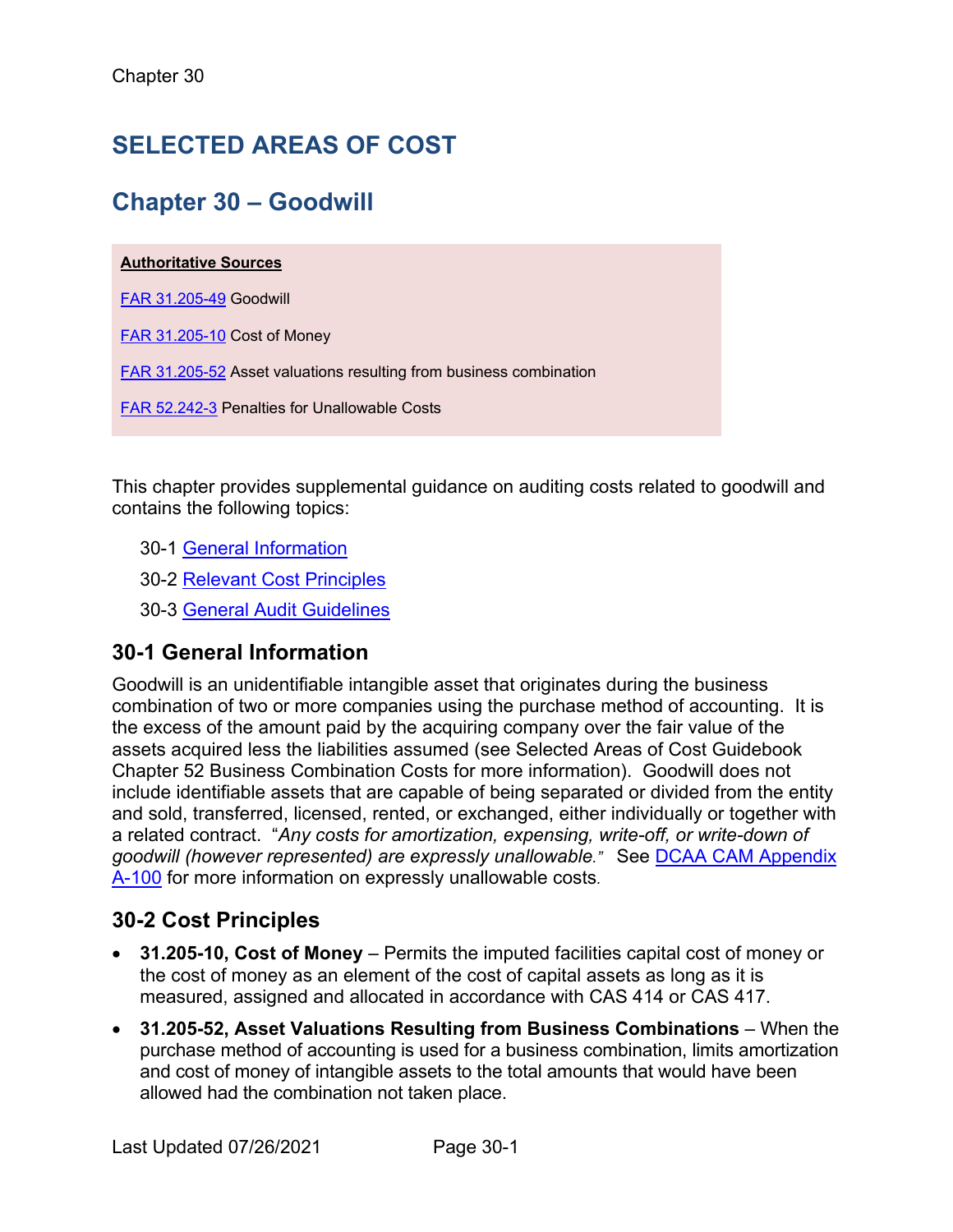# SELECTED AREAS OF COST

# Chapter 30 – Goodwill

**Authoritative Sources**

FAR 31.205-49 Goodwill

FAR 31.205-10 Cost of Money

FAR 31.205-52 Asset valuations resulting from business combination

FAR 52.242-3 Penalties for Unallowable Costs

This chapter provides supplemental guidance on auditing costs related to goodwill and contains the following topics:

30-1 General Information

30-2 Relevant Cost Principles

30-3 General Audit Guidelines

## 30-1 General Information

Goodwill is an unidentifiable intangible asset that originates during the business combination of two or more companies using the purchase method of accounting. It is the excess of the amount paid by the acquiring company over the fair value of the assets acquired less the liabilities assumed (see Selected Areas of Cost Guidebook Chapter 52 Business Combination Costs for more information). Goodwill does not include identifiable assets that are capable of being separated or divided from the entity and sold, transferred, licensed, rented, or exchanged, either individually or together with a related contract. "*Any costs for amortization, expensing, write-off, or write-down of goodwill (however represented) are expressly unallowable.*" See DCAA CAM Appendix A-100 for more information on expressly unallowable costs.

## 30-2 Cost Principles

- **31.205-10, Cost of Money** – Permits the imputed facilities capital cost of money or the cost of money as an element of the cost of capital assets as long as it is measured, assigned and allocated in accordance with CAS 414 or CAS 417.
- **31.205-52, Asset Valuations Resulting from Business Combinations** – When the purchase method of accounting is used for a business combination, limits amortization and cost of money of intangible assets to the total amounts that would have been allowed had the combination not taken place.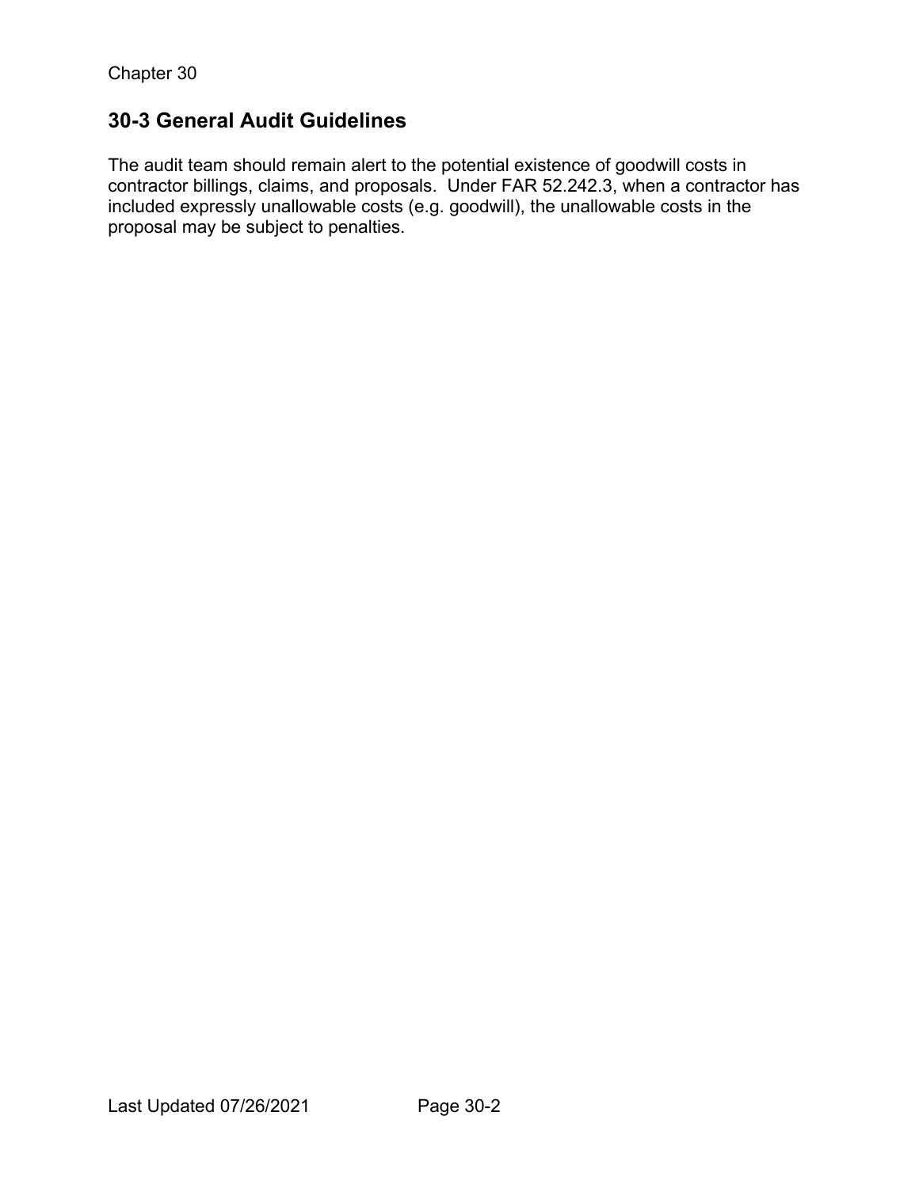## 30-3 General Audit Guidelines

The audit team should remain alert to the potential existence of goodwill costs in contractor billings, claims, and proposals. Under FAR 52.242.3, when a contractor has included expressly unallowable costs (e.g. goodwill), the unallowable costs in the proposal may be subject to penalties.